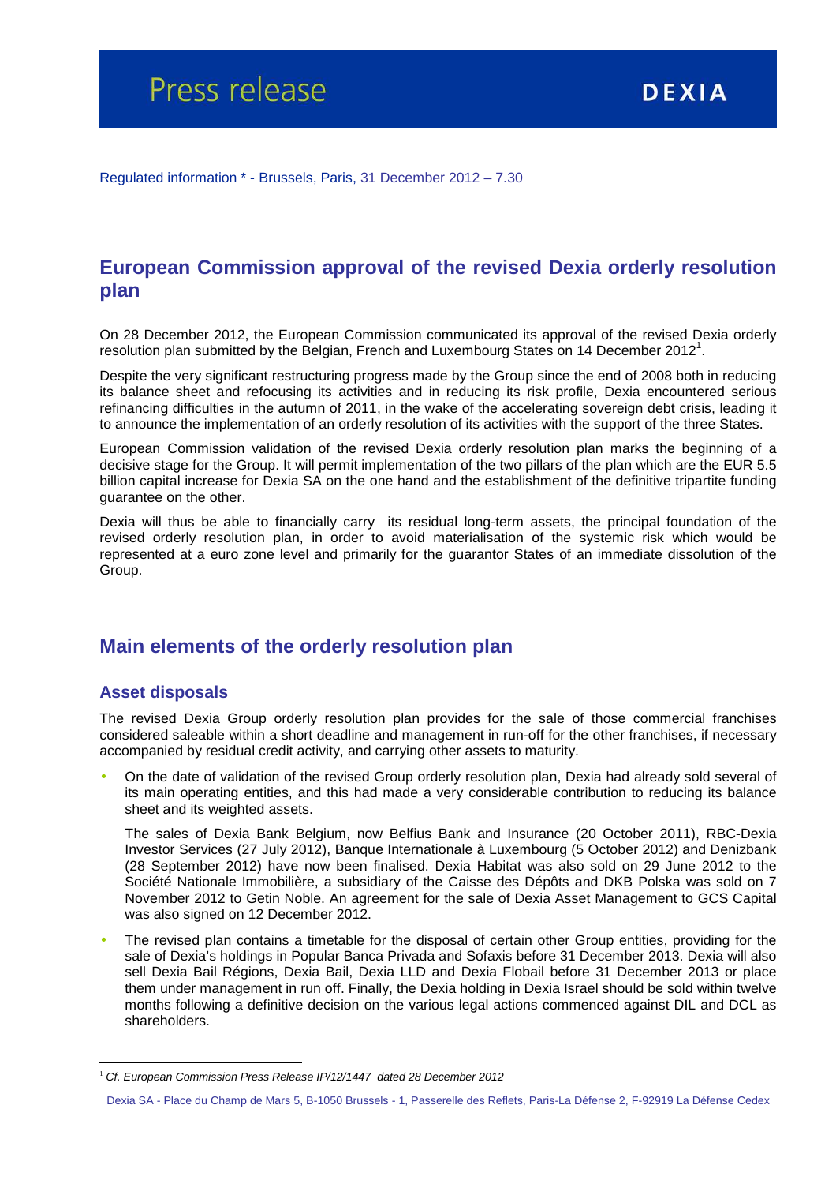Press release

DEXIA

Regulated information * - Brussels, Paris, 31 December 2012 – 7.30

## European Commission approval of the revised Dexia orderly resolution plan

On 28 December 2012, the European Commission communicated its approval of the revised Dexia orderly resolution plan submitted by the Belgian, French and Luxembourg States on 14 December 2012[1].

Despite the very significant restructuring progress made by the Group since the end of 2008 both in reducing its balance sheet and refocusing its activities and in reducing its risk profile, Dexia encountered serious refinancing difficulties in the autumn of 2011, in the wake of the accelerating sovereign debt crisis, leading it to announce the implementation of an orderly resolution of its activities with the support of the three States.

European Commission validation of the revised Dexia orderly resolution plan marks the beginning of a decisive stage for the Group. It will permit implementation of the two pillars of the plan which are the EUR 5.5 billion capital increase for Dexia SA on the one hand and the establishment of the definitive tripartite funding guarantee on the other.

Dexia will thus be able to financially carry its residual long-term assets, the principal foundation of the revised orderly resolution plan, in order to avoid materialisation of the systemic risk which would be represented at a euro zone level and primarily for the guarantor States of an immediate dissolution of the Group.

## Main elements of the orderly resolution plan

### Asset disposals

The revised Dexia Group orderly resolution plan provides for the sale of those commercial franchises considered saleable within a short deadline and management in run-off for the other franchises, if necessary accompanied by residual credit activity, and carrying other assets to maturity.

- On the date of validation of the revised Group orderly resolution plan, Dexia had already sold several of its main operating entities, and this had made a very considerable contribution to reducing its balance sheet and its weighted assets.

  The sales of Dexia Bank Belgium, now Belfius Bank and Insurance (20 October 2011), RBC-Dexia Investor Services (27 July 2012), Banque Internationale à Luxembourg (5 October 2012) and Denizbank (28 September 2012) have now been finalised. Dexia Habitat was also sold on 29 June 2012 to the Société Nationale Immobilière, a subsidiary of the Caisse des Dépôts and DKB Polska was sold on 7 November 2012 to Getin Noble. An agreement for the sale of Dexia Asset Management to GCS Capital was also signed on 12 December 2012.

- The revised plan contains a timetable for the disposal of certain other Group entities, providing for the sale of Dexia's holdings in Popular Banca Privada and Sofaxis before 31 December 2013. Dexia will also sell Dexia Bail Régions, Dexia Bail, Dexia LLD and Dexia Flobail before 31 December 2013 or place them under management in run off. Finally, the Dexia holding in Dexia Israel should be sold within twelve months following a definitive decision on the various legal actions commenced against DIL and DCL as shareholders.

[1] *Cf. European Commission Press Release IP/12/1447 dated 28 December 2012*

Dexia SA - Place du Champ de Mars 5, B-1050 Brussels - 1, Passerelle des Reflets, Paris-La Défense 2, F-92919 La Défense Cedex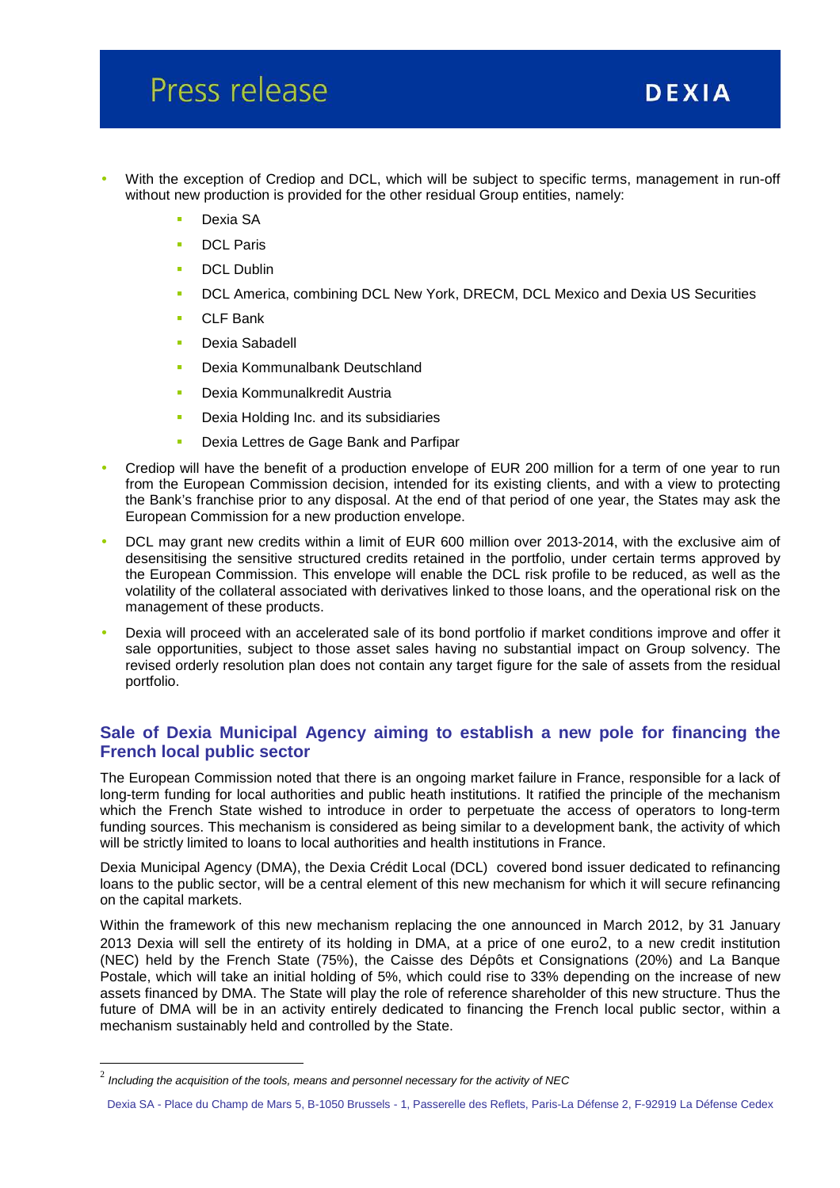- With the exception of Crediop and DCL, which will be subject to specific terms, management in run-off without new production is provided for the other residual Group entities, namely:
    - Dexia SA
    - DCL Paris
    - DCL Dublin
    - DCL America, combining DCL New York, DRECM, DCL Mexico and Dexia US Securities
    - CLF Bank
    - Dexia Sabadell
    - Dexia Kommunalbank Deutschland
    - Dexia Kommunalkredit Austria
    - Dexia Holding Inc. and its subsidiaries
    - Dexia Lettres de Gage Bank and Parfipar
- Crediop will have the benefit of a production envelope of EUR 200 million for a term of one year to run from the European Commission decision, intended for its existing clients, and with a view to protecting the Bank's franchise prior to any disposal. At the end of that period of one year, the States may ask the European Commission for a new production envelope.
- DCL may grant new credits within a limit of EUR 600 million over 2013-2014, with the exclusive aim of desensitising the sensitive structured credits retained in the portfolio, under certain terms approved by the European Commission. This envelope will enable the DCL risk profile to be reduced, as well as the volatility of the collateral associated with derivatives linked to those loans, and the operational risk on the management of these products.
- Dexia will proceed with an accelerated sale of its bond portfolio if market conditions improve and offer it sale opportunities, subject to those asset sales having no substantial impact on Group solvency. The revised orderly resolution plan does not contain any target figure for the sale of assets from the residual portfolio.

## Sale of Dexia Municipal Agency aiming to establish a new pole for financing the French local public sector

The European Commission noted that there is an ongoing market failure in France, responsible for a lack of long-term funding for local authorities and public heath institutions. It ratified the principle of the mechanism which the French State wished to introduce in order to perpetuate the access of operators to long-term funding sources. This mechanism is considered as being similar to a development bank, the activity of which will be strictly limited to loans to local authorities and health institutions in France.

Dexia Municipal Agency (DMA), the Dexia Crédit Local (DCL) covered bond issuer dedicated to refinancing loans to the public sector, will be a central element of this new mechanism for which it will secure refinancing on the capital markets.

Within the framework of this new mechanism replacing the one announced in March 2012, by 31 January 2013 Dexia will sell the entirety of its holding in DMA, at a price of one euro[2], to a new credit institution (NEC) held by the French State (75%), the Caisse des Dépôts et Consignations (20%) and La Banque Postale, which will take an initial holding of 5%, which could rise to 33% depending on the increase of new assets financed by DMA. The State will play the role of reference shareholder of this new structure. Thus the future of DMA will be in an activity entirely dedicated to financing the French local public sector, within a mechanism sustainably held and controlled by the State.

[2] *Including the acquisition of the tools, means and personnel necessary for the activity of NEC*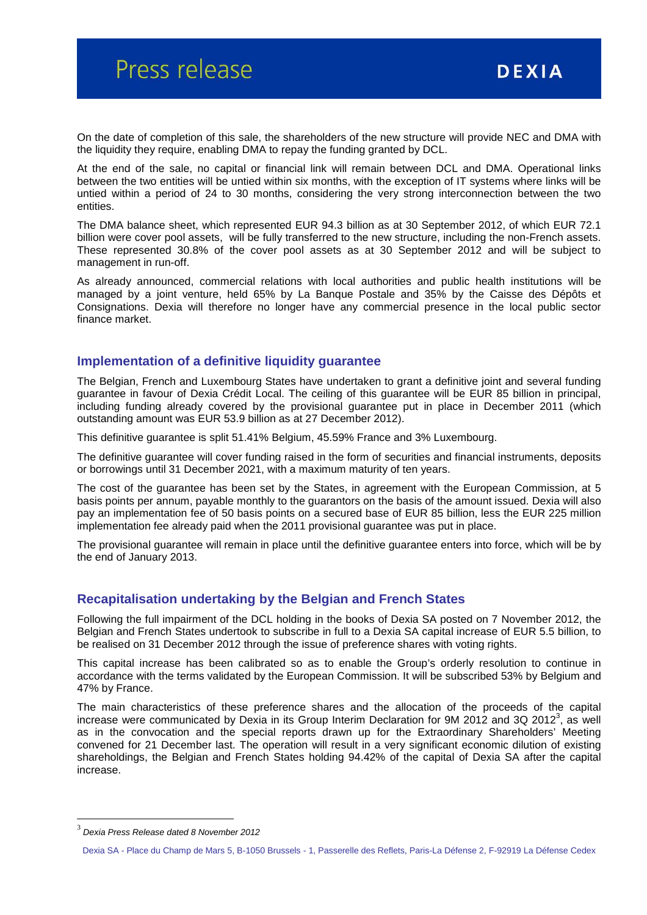On the date of completion of this sale, the shareholders of the new structure will provide NEC and DMA with the liquidity they require, enabling DMA to repay the funding granted by DCL.

At the end of the sale, no capital or financial link will remain between DCL and DMA. Operational links between the two entities will be untied within six months, with the exception of IT systems where links will be untied within a period of 24 to 30 months, considering the very strong interconnection between the two entities.

The DMA balance sheet, which represented EUR 94.3 billion as at 30 September 2012, of which EUR 72.1 billion were cover pool assets, will be fully transferred to the new structure, including the non-French assets. These represented 30.8% of the cover pool assets as at 30 September 2012 and will be subject to management in run-off.

As already announced, commercial relations with local authorities and public health institutions will be managed by a joint venture, held 65% by La Banque Postale and 35% by the Caisse des Dépôts et Consignations. Dexia will therefore no longer have any commercial presence in the local public sector finance market.

## Implementation of a definitive liquidity guarantee

The Belgian, French and Luxembourg States have undertaken to grant a definitive joint and several funding guarantee in favour of Dexia Crédit Local. The ceiling of this guarantee will be EUR 85 billion in principal, including funding already covered by the provisional guarantee put in place in December 2011 (which outstanding amount was EUR 53.9 billion as at 27 December 2012).

This definitive guarantee is split 51.41% Belgium, 45.59% France and 3% Luxembourg.

The definitive guarantee will cover funding raised in the form of securities and financial instruments, deposits or borrowings until 31 December 2021, with a maximum maturity of ten years.

The cost of the guarantee has been set by the States, in agreement with the European Commission, at 5 basis points per annum, payable monthly to the guarantors on the basis of the amount issued. Dexia will also pay an implementation fee of 50 basis points on a secured base of EUR 85 billion, less the EUR 225 million implementation fee already paid when the 2011 provisional guarantee was put in place.

The provisional guarantee will remain in place until the definitive guarantee enters into force, which will be by the end of January 2013.

## Recapitalisation undertaking by the Belgian and French States

Following the full impairment of the DCL holding in the books of Dexia SA posted on 7 November 2012, the Belgian and French States undertook to subscribe in full to a Dexia SA capital increase of EUR 5.5 billion, to be realised on 31 December 2012 through the issue of preference shares with voting rights.

This capital increase has been calibrated so as to enable the Group's orderly resolution to continue in accordance with the terms validated by the European Commission. It will be subscribed 53% by Belgium and 47% by France.

The main characteristics of these preference shares and the allocation of the proceeds of the capital increase were communicated by Dexia in its Group Interim Declaration for 9M 2012 and 3Q 2012[3], as well as in the convocation and the special reports drawn up for the Extraordinary Shareholders' Meeting convened for 21 December last. The operation will result in a very significant economic dilution of existing shareholdings, the Belgian and French States holding 94.42% of the capital of Dexia SA after the capital increase.

[3] *Dexia Press Release dated 8 November 2012*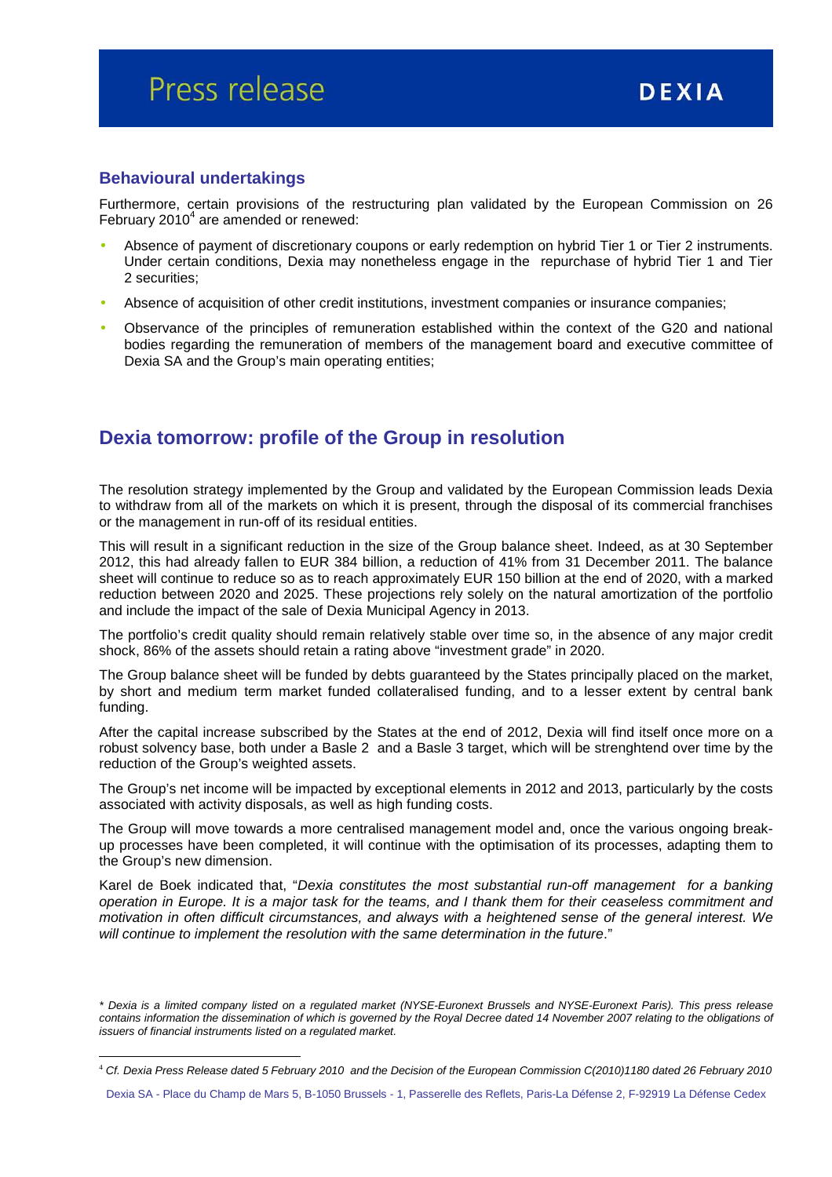## Behavioural undertakings

Furthermore, certain provisions of the restructuring plan validated by the European Commission on 26 February 2010[4] are amended or renewed:

- Absence of payment of discretionary coupons or early redemption on hybrid Tier 1 or Tier 2 instruments. Under certain conditions, Dexia may nonetheless engage in the repurchase of hybrid Tier 1 and Tier 2 securities;
- Absence of acquisition of other credit institutions, investment companies or insurance companies;
- Observance of the principles of remuneration established within the context of the G20 and national bodies regarding the remuneration of members of the management board and executive committee of Dexia SA and the Group's main operating entities;

## Dexia tomorrow: profile of the Group in resolution

The resolution strategy implemented by the Group and validated by the European Commission leads Dexia to withdraw from all of the markets on which it is present, through the disposal of its commercial franchises or the management in run-off of its residual entities.

This will result in a significant reduction in the size of the Group balance sheet. Indeed, as at 30 September 2012, this had already fallen to EUR 384 billion, a reduction of 41% from 31 December 2011. The balance sheet will continue to reduce so as to reach approximately EUR 150 billion at the end of 2020, with a marked reduction between 2020 and 2025. These projections rely solely on the natural amortization of the portfolio and include the impact of the sale of Dexia Municipal Agency in 2013.

The portfolio's credit quality should remain relatively stable over time so, in the absence of any major credit shock, 86% of the assets should retain a rating above "investment grade" in 2020.

The Group balance sheet will be funded by debts guaranteed by the States principally placed on the market, by short and medium term market funded collateralised funding, and to a lesser extent by central bank funding.

After the capital increase subscribed by the States at the end of 2012, Dexia will find itself once more on a robust solvency base, both under a Basle 2 and a Basle 3 target, which will be strenghtend over time by the reduction of the Group's weighted assets.

The Group's net income will be impacted by exceptional elements in 2012 and 2013, particularly by the costs associated with activity disposals, as well as high funding costs.

The Group will move towards a more centralised management model and, once the various ongoing break-up processes have been completed, it will continue with the optimisation of its processes, adapting them to the Group's new dimension.

Karel de Boek indicated that, "*Dexia constitutes the most substantial run-off management for a banking operation in Europe. It is a major task for the teams, and I thank them for their ceaseless commitment and motivation in often difficult circumstances, and always with a heightened sense of the general interest. We will continue to implement the resolution with the same determination in the future*."

*\* Dexia is a limited company listed on a regulated market (NYSE-Euronext Brussels and NYSE-Euronext Paris). This press release contains information the dissemination of which is governed by the Royal Decree dated 14 November 2007 relating to the obligations of issuers of financial instruments listed on a regulated market.*

[4] *Cf. Dexia Press Release dated 5 February 2010 and the Decision of the European Commission C(2010)1180 dated 26 February 2010*

Dexia SA - Place du Champ de Mars 5, B-1050 Brussels - 1, Passerelle des Reflets, Paris-La Défense 2, F-92919 La Défense Cedex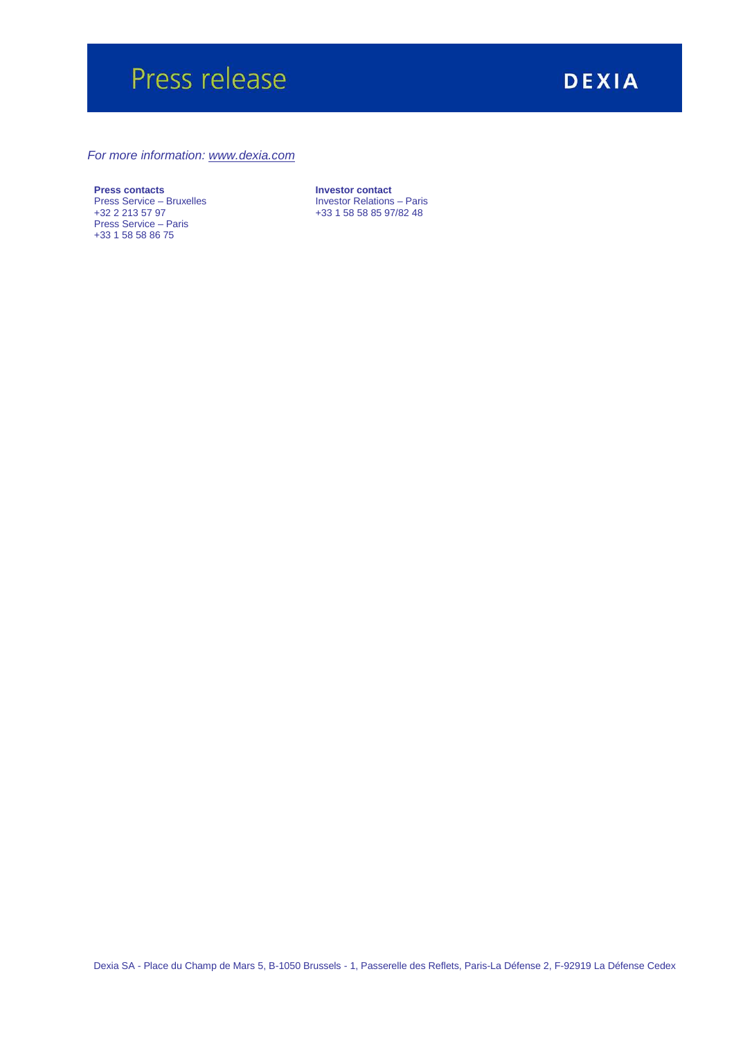*For more information: www.dexia.com*

**Press contacts**
Press Service – Bruxelles
+32 2 213 57 97
Press Service – Paris
+33 1 58 58 86 75

**Investor contact**
Investor Relations – Paris
+33 1 58 58 85 97/82 48

Dexia SA - Place du Champ de Mars 5, B-1050 Brussels - 1, Passerelle des Reflets, Paris-La Défense 2, F-92919 La Défense Cedex